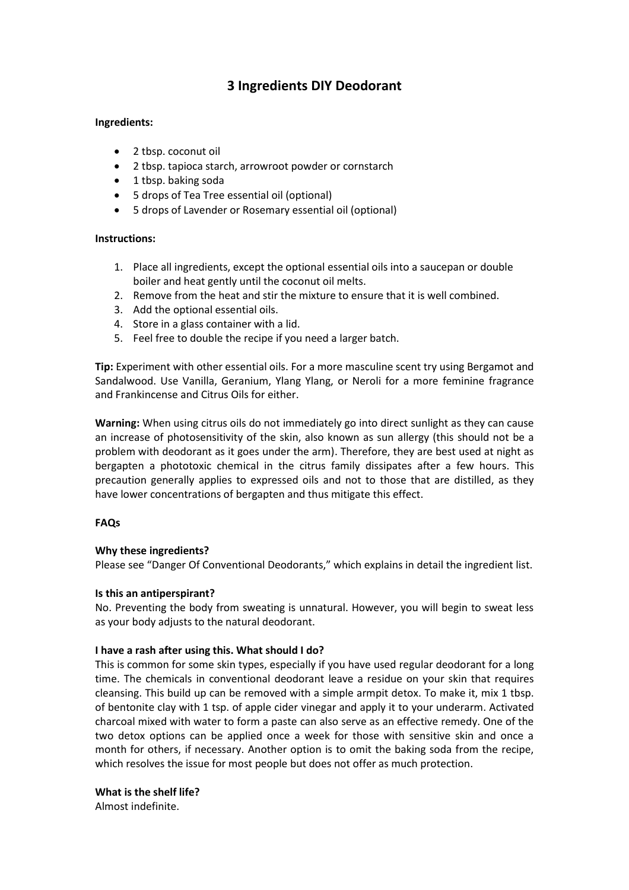# 3 Ingredients DIY Deodorant

**Ingredients:**

- 2 tbsp. coconut oil
- 2 tbsp. tapioca starch, arrowroot powder or cornstarch
- 1 tbsp. baking soda
- 5 drops of Tea Tree essential oil (optional)
- 5 drops of Lavender or Rosemary essential oil (optional)

**Instructions:**

1. Place all ingredients, except the optional essential oils into a saucepan or double boiler and heat gently until the coconut oil melts.
2. Remove from the heat and stir the mixture to ensure that it is well combined.
3. Add the optional essential oils.
4. Store in a glass container with a lid.
5. Feel free to double the recipe if you need a larger batch.

**Tip:** Experiment with other essential oils. For a more masculine scent try using Bergamot and Sandalwood. Use Vanilla, Geranium, Ylang Ylang, or Neroli for a more feminine fragrance and Frankincense and Citrus Oils for either.

**Warning:** When using citrus oils do not immediately go into direct sunlight as they can cause an increase of photosensitivity of the skin, also known as sun allergy (this should not be a problem with deodorant as it goes under the arm). Therefore, they are best used at night as bergapten a phototoxic chemical in the citrus family dissipates after a few hours. This precaution generally applies to expressed oils and not to those that are distilled, as they have lower concentrations of bergapten and thus mitigate this effect.

**FAQs**

**Why these ingredients?**
Please see "Danger Of Conventional Deodorants," which explains in detail the ingredient list.

**Is this an antiperspirant?**
No. Preventing the body from sweating is unnatural. However, you will begin to sweat less as your body adjusts to the natural deodorant.

**I have a rash after using this. What should I do?**
This is common for some skin types, especially if you have used regular deodorant for a long time. The chemicals in conventional deodorant leave a residue on your skin that requires cleansing. This build up can be removed with a simple armpit detox. To make it, mix 1 tbsp. of bentonite clay with 1 tsp. of apple cider vinegar and apply it to your underarm. Activated charcoal mixed with water to form a paste can also serve as an effective remedy. One of the two detox options can be applied once a week for those with sensitive skin and once a month for others, if necessary. Another option is to omit the baking soda from the recipe, which resolves the issue for most people but does not offer as much protection.

**What is the shelf life?**
Almost indefinite.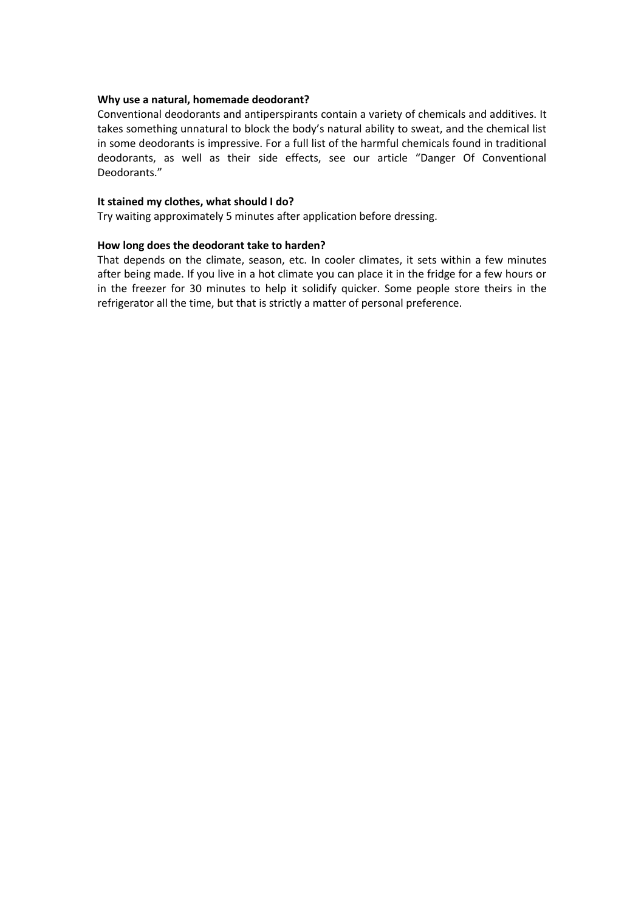**Why use a natural, homemade deodorant?**

Conventional deodorants and antiperspirants contain a variety of chemicals and additives. It takes something unnatural to block the body's natural ability to sweat, and the chemical list in some deodorants is impressive. For a full list of the harmful chemicals found in traditional deodorants, as well as their side effects, see our article "Danger Of Conventional Deodorants."

**It stained my clothes, what should I do?**

Try waiting approximately 5 minutes after application before dressing.

**How long does the deodorant take to harden?**

That depends on the climate, season, etc. In cooler climates, it sets within a few minutes after being made. If you live in a hot climate you can place it in the fridge for a few hours or in the freezer for 30 minutes to help it solidify quicker. Some people store theirs in the refrigerator all the time, but that is strictly a matter of personal preference.